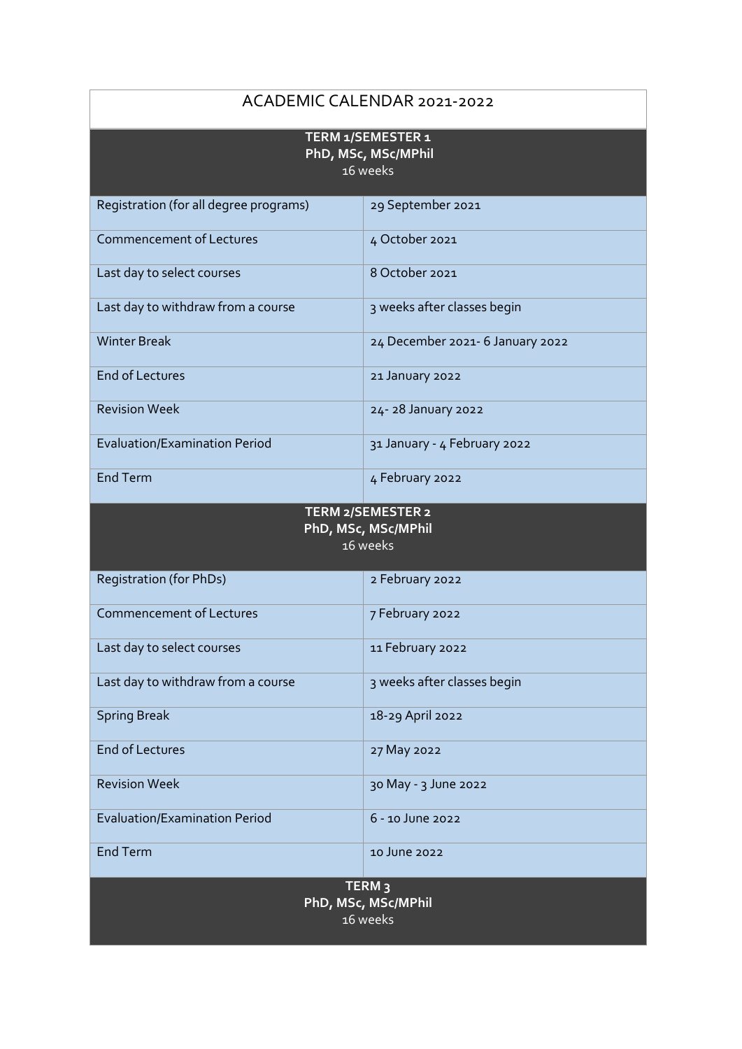# ACADEMIC CALENDAR 2021-2022

| **TERM 1/SEMESTER 1**<br>**PhD, MSc, MSc/MPhil**<br>16 weeks | |
|---|---|
| Registration (for all degree programs) | 29 September 2021 |
| Commencement of Lectures | 4 October 2021 |
| Last day to select courses | 8 October 2021 |
| Last day to withdraw from a course | 3 weeks after classes begin |
| Winter Break | 24 December 2021- 6 January 2022 |
| End of Lectures | 21 January 2022 |
| Revision Week | 24- 28 January 2022 |
| Evaluation/Examination Period | 31 January - 4 February 2022 |
| End Term | 4 February 2022 |
| **TERM 2/SEMESTER 2**<br>**PhD, MSc, MSc/MPhil**<br>16 weeks | |
| Registration (for PhDs) | 2 February 2022 |
| Commencement of Lectures | 7 February 2022 |
| Last day to select courses | 11 February 2022 |
| Last day to withdraw from a course | 3 weeks after classes begin |
| Spring Break | 18-29 April 2022 |
| End of Lectures | 27 May 2022 |
| Revision Week | 30 May - 3 June 2022 |
| Evaluation/Examination Period | 6 - 10 June 2022 |
| End Term | 10 June 2022 |
| **TERM 3**<br>**PhD, MSc, MSc/MPhil**<br>16 weeks | |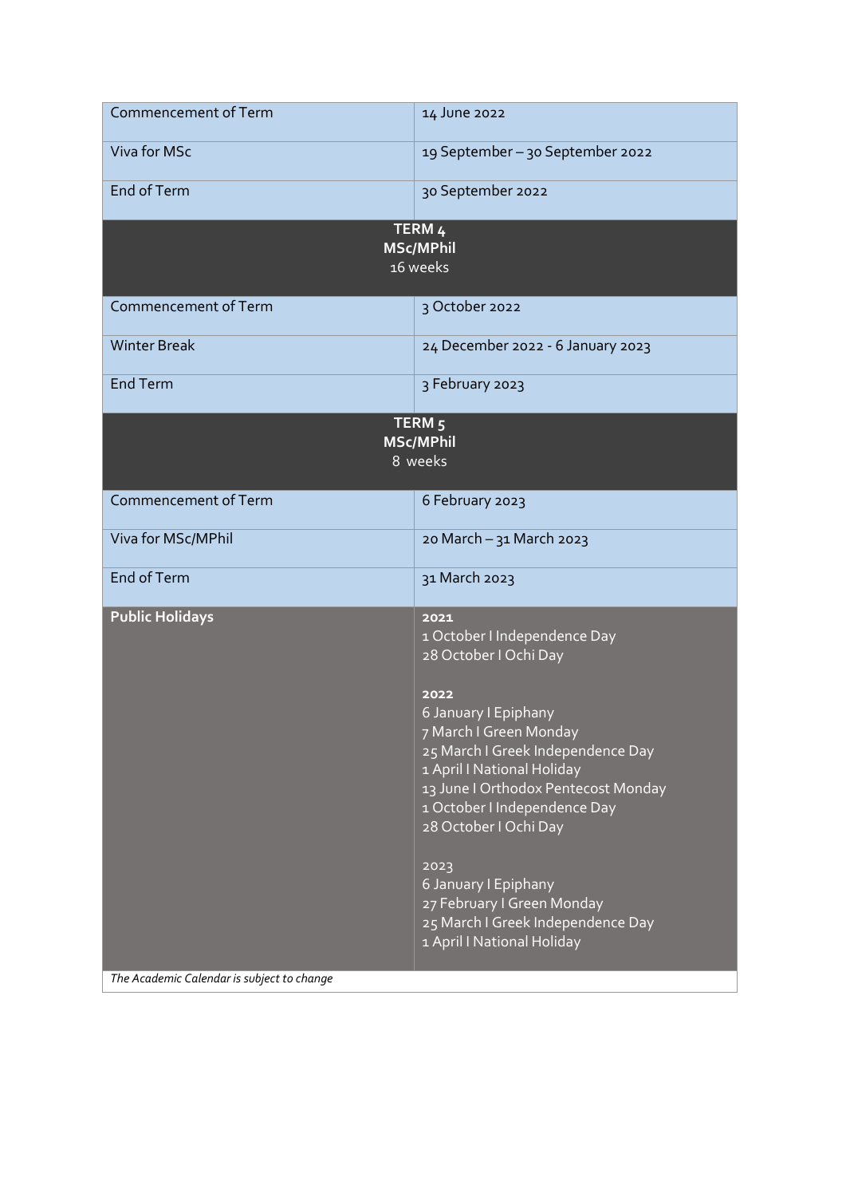| | |
|---|---|
| Commencement of Term | 14 June 2022 |
| Viva for MSc | 19 September – 30 September 2022 |
| End of Term | 30 September 2022 |
| **TERM 4**<br>**MSc/MPhil**<br>16 weeks | |
| Commencement of Term | 3 October 2022 |
| Winter Break | 24 December 2022 - 6 January 2023 |
| End Term | 3 February 2023 |
| **TERM 5**<br>**MSc/MPhil**<br>8 weeks | |
| Commencement of Term | 6 February 2023 |
| Viva for MSc/MPhil | 20 March – 31 March 2023 |
| End of Term | 31 March 2023 |
| **Public Holidays** | **2021**<br>1 October I Independence Day<br>28 October I Ochi Day<br><br>**2022**<br>6 January I Epiphany<br>7 March I Green Monday<br>25 March I Greek Independence Day<br>1 April I National Holiday<br>13 June I Orthodox Pentecost Monday<br>1 October I Independence Day<br>28 October I Ochi Day<br><br>2023<br>6 January I Epiphany<br>27 February I Green Monday<br>25 March I Greek Independence Day<br>1 April I National Holiday |

*The Academic Calendar is subject to change*